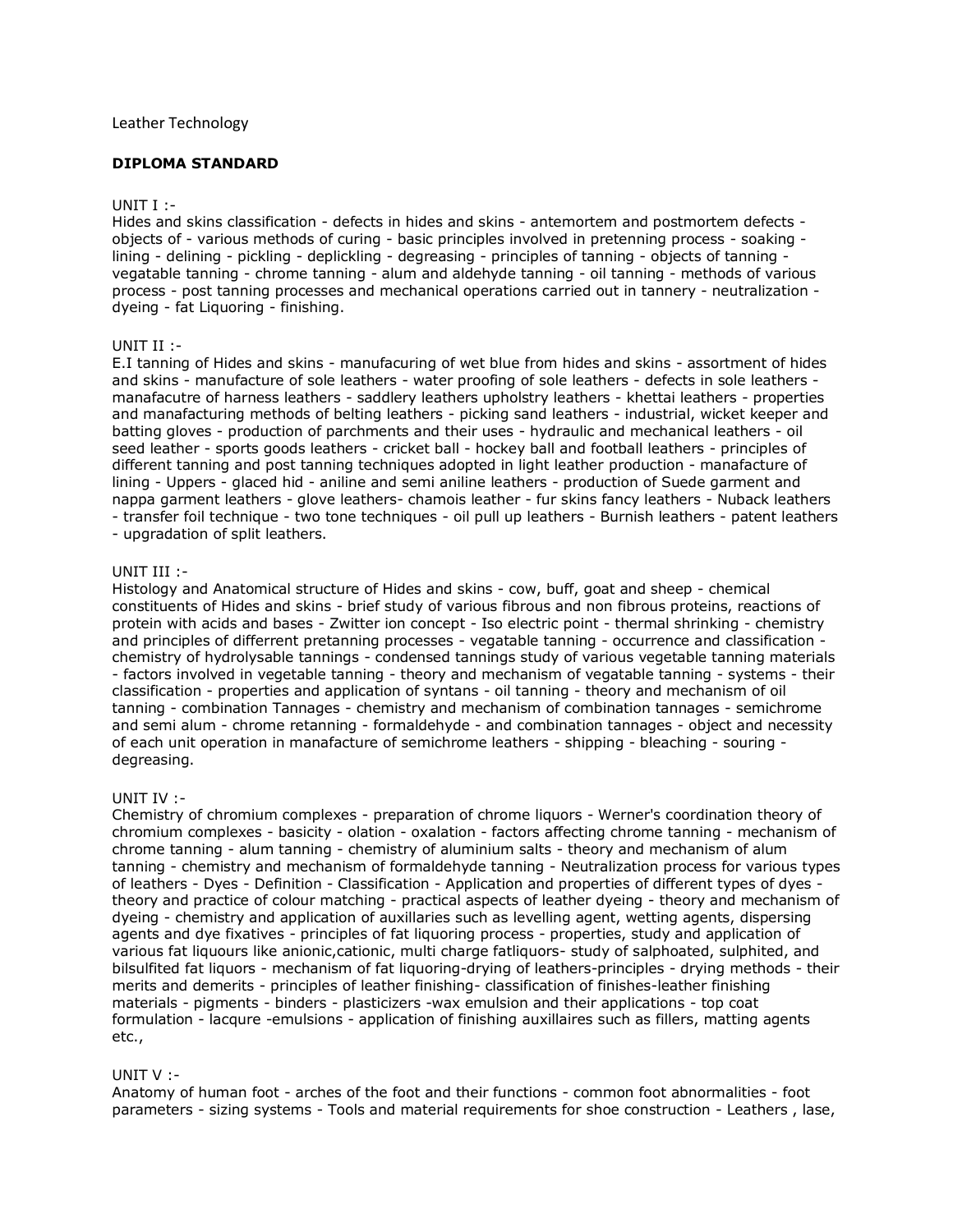Leather Technology

**DIPLOMA STANDARD**

UNIT I :-

Hides and skins classification - defects in hides and skins - antemortem and postmortem defects - objects of - various methods of curing - basic principles involved in pretenning process - soaking - lining - delining - pickling - deplickling - degreasing - principles of tanning - objects of tanning - vegatable tanning - chrome tanning - alum and aldehyde tanning - oil tanning - methods of various process - post tanning processes and mechanical operations carried out in tannery - neutralization - dyeing - fat Liquoring - finishing.

UNIT II :-

E.I tanning of Hides and skins - manufacuring of wet blue from hides and skins - assortment of hides and skins - manufacture of sole leathers - water proofing of sole leathers - defects in sole leathers - manafacutre of harness leathers - saddlery leathers upholstry leathers - khettai leathers - properties and manafacturing methods of belting leathers - picking sand leathers - industrial, wicket keeper and batting gloves - production of parchments and their uses - hydraulic and mechanical leathers - oil seed leather - sports goods leathers - cricket ball - hockey ball and football leathers - principles of different tanning and post tanning techniques adopted in light leather production - manafacture of lining - Uppers - glaced hid - aniline and semi aniline leathers - production of Suede garment and nappa garment leathers - glove leathers- chamois leather - fur skins fancy leathers - Nuback leathers - transfer foil technique - two tone techniques - oil pull up leathers - Burnish leathers - patent leathers - upgradation of split leathers.

UNIT III :-

Histology and Anatomical structure of Hides and skins - cow, buff, goat and sheep - chemical constituents of Hides and skins - brief study of various fibrous and non fibrous proteins, reactions of protein with acids and bases - Zwitter ion concept - Iso electric point - thermal shrinking - chemistry and principles of differrent pretanning processes - vegatable tanning - occurrence and classification - chemistry of hydrolysable tannings - condensed tannings study of various vegetable tanning materials - factors involved in vegetable tanning - theory and mechanism of vagatable tanning - systems - their classification - properties and application of syntans - oil tanning - theory and mechanism of oil tanning - combination Tannages - chemistry and mechanism of combination tannages - semichrome and semi alum - chrome retanning - formaldehyde - and combination tannages - object and necessity of each unit operation in manafacture of semichrome leathers - shipping - bleaching - souring - degreasing.

UNIT IV :-

Chemistry of chromium complexes - preparation of chrome liquors - Werner's coordination theory of chromium complexes - basicity - olation - oxalation - factors affecting chrome tanning - mechanism of chrome tanning - alum tanning - chemistry of aluminium salts - theory and mechanism of alum tanning - chemistry and mechanism of formaldehyde tanning - Neutralization process for various types of leathers - Dyes - Definition - Classification - Application and properties of different types of dyes - theory and practice of colour matching - practical aspects of leather dyeing - theory and mechanism of dyeing - chemistry and application of auxillaries such as levelling agent, wetting agents, dispersing agents and dye fixatives - principles of fat liquoring process - properties, study and application of various fat liquours like anionic,cationic, multi charge fatliquors- study of salphoated, sulphited, and bilsulfited fat liquors - mechanism of fat liquoring-drying of leathers-principles - drying methods - their merits and demerits - principles of leather finishing- classification of finishes-leather finishing materials - pigments - binders - plasticizers -wax emulsion and their applications - top coat formulation - lacqure -emulsions - application of finishing auxillaires such as fillers, matting agents etc.,

UNIT V :-

Anatomy of human foot - arches of the foot and their functions - common foot abnormalities - foot parameters - sizing systems - Tools and material requirements for shoe construction - Leathers , lase,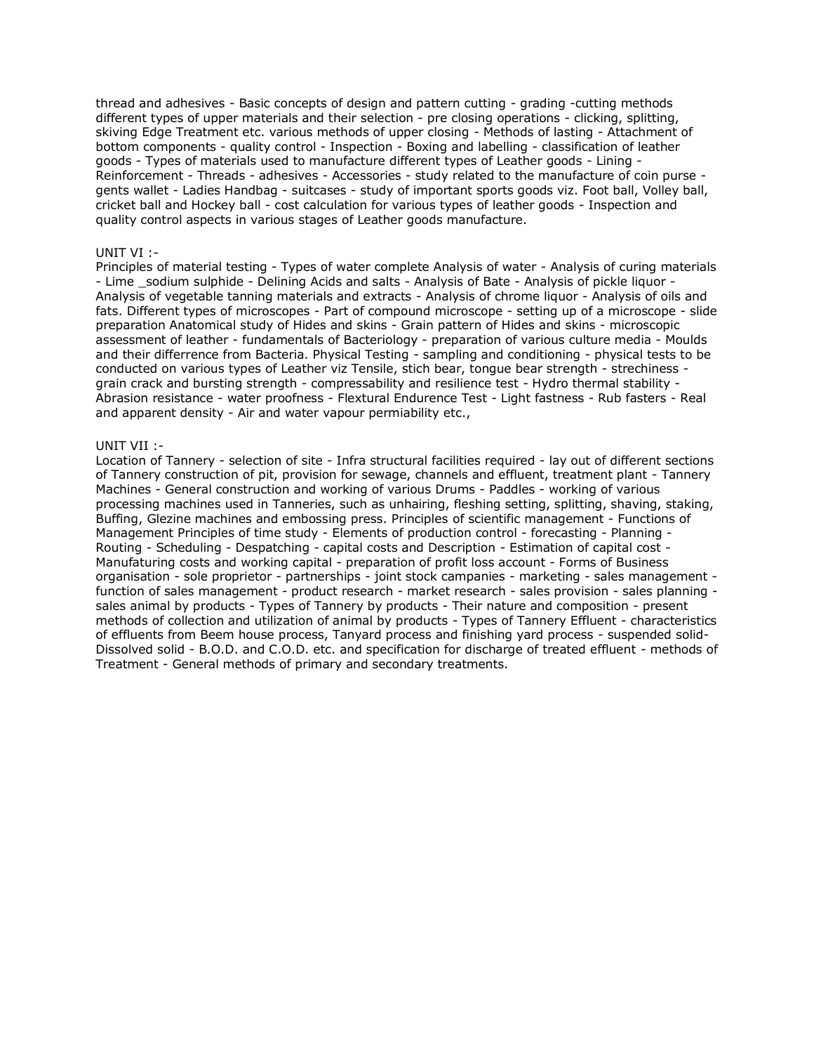thread and adhesives - Basic concepts of design and pattern cutting - grading -cutting methods different types of upper materials and their selection - pre closing operations - clicking, splitting, skiving Edge Treatment etc. various methods of upper closing - Methods of lasting - Attachment of bottom components - quality control - Inspection - Boxing and labelling - classification of leather goods - Types of materials used to manufacture different types of Leather goods - Lining - Reinforcement - Threads - adhesives - Accessories - study related to the manufacture of coin purse - gents wallet - Ladies Handbag - suitcases - study of important sports goods viz. Foot ball, Volley ball, cricket ball and Hockey ball - cost calculation for various types of leather goods - Inspection and quality control aspects in various stages of Leather goods manufacture.

UNIT VI :-

Principles of material testing - Types of water complete Analysis of water - Analysis of curing materials - Lime _sodium sulphide - Delining Acids and salts - Analysis of Bate - Analysis of pickle liquor - Analysis of vegetable tanning materials and extracts - Analysis of chrome liquor - Analysis of oils and fats. Different types of microscopes - Part of compound microscope - setting up of a microscope - slide preparation Anatomical study of Hides and skins - Grain pattern of Hides and skins - microscopic assessment of leather - fundamentals of Bacteriology - preparation of various culture media - Moulds and their differrence from Bacteria. Physical Testing - sampling and conditioning - physical tests to be conducted on various types of Leather viz Tensile, stich bear, tongue bear strength - strechiness - grain crack and bursting strength - compressability and resilience test - Hydro thermal stability - Abrasion resistance - water proofness - Flextural Endurence Test - Light fastness - Rub fasters - Real and apparent density - Air and water vapour permiability etc.,

UNIT VII :-

Location of Tannery - selection of site - Infra structural facilities required - lay out of different sections of Tannery construction of pit, provision for sewage, channels and effluent, treatment plant - Tannery Machines - General construction and working of various Drums - Paddles - working of various processing machines used in Tanneries, such as unhairing, fleshing setting, splitting, shaving, staking, Buffing, Glezine machines and embossing press. Principles of scientific management - Functions of Management Principles of time study - Elements of production control - forecasting - Planning - Routing - Scheduling - Despatching - capital costs and Description - Estimation of capital cost - Manufaturing costs and working capital - preparation of profit loss account - Forms of Business organisation - sole proprietor - partnerships - joint stock campanies - marketing - sales management - function of sales management - product research - market research - sales provision - sales planning - sales animal by products - Types of Tannery by products - Their nature and composition - present methods of collection and utilization of animal by products - Types of Tannery Effluent - characteristics of effluents from Beem house process, Tanyard process and finishing yard process - suspended solid-Dissolved solid - B.O.D. and C.O.D. etc. and specification for discharge of treated effluent - methods of Treatment - General methods of primary and secondary treatments.